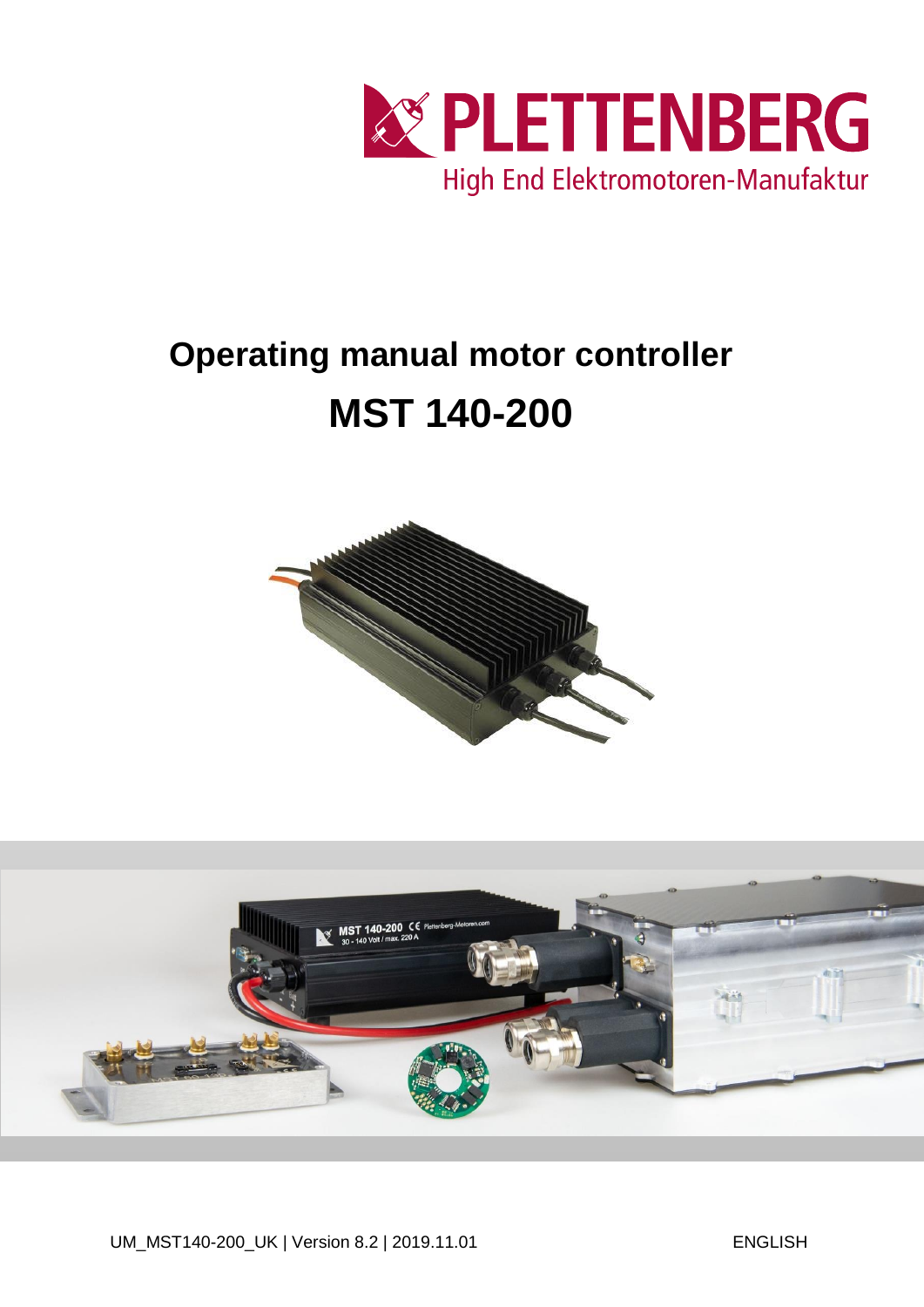PLETTENBERG

High End Elektromotoren-Manufaktur

# Operating manual motor controller

# MST 140-200

UM_MST140-200_UK | Version 8.2 | 2019.11.01

ENGLISH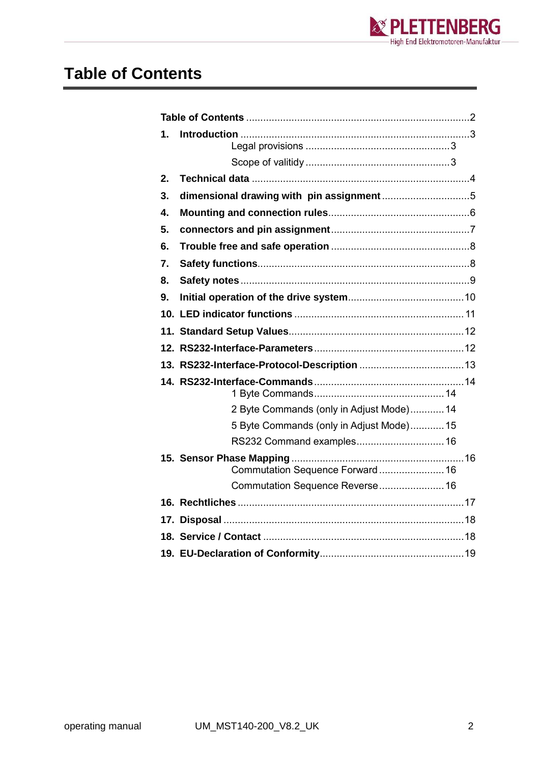# Table of Contents

| | |
|---|---|
| **Table of Contents** | 2 |
| **1. Introduction** | 3 |
| Legal provisions | 3 |
| Scope of valitidy | 3 |
| **2. Technical data** | 4 |
| **3. dimensional drawing with pin assignment** | 5 |
| **4. Mounting and connection rules** | 6 |
| **5. connectors and pin assignment** | 7 |
| **6. Trouble free and safe operation** | 8 |
| **7. Safety functions** | 8 |
| **8. Safety notes** | 9 |
| **9. Initial operation of the drive system** | 10 |
| **10. LED indicator functions** | 11 |
| **11. Standard Setup Values** | 12 |
| **12. RS232-Interface-Parameters** | 12 |
| **13. RS232-Interface-Protocol-Description** | 13 |
| **14. RS232-Interface-Commands** | 14 |
| 1 Byte Commands | 14 |
| 2 Byte Commands (only in Adjust Mode) | 14 |
| 5 Byte Commands (only in Adjust Mode) | 15 |
| RS232 Command examples | 16 |
| **15. Sensor Phase Mapping** | 16 |
| Commutation Sequence Forward | 16 |
| Commutation Sequence Reverse | 16 |
| **16. Rechtliches** | 17 |
| **17. Disposal** | 18 |
| **18. Service / Contact** | 18 |
| **19. EU-Declaration of Conformity** | 19 |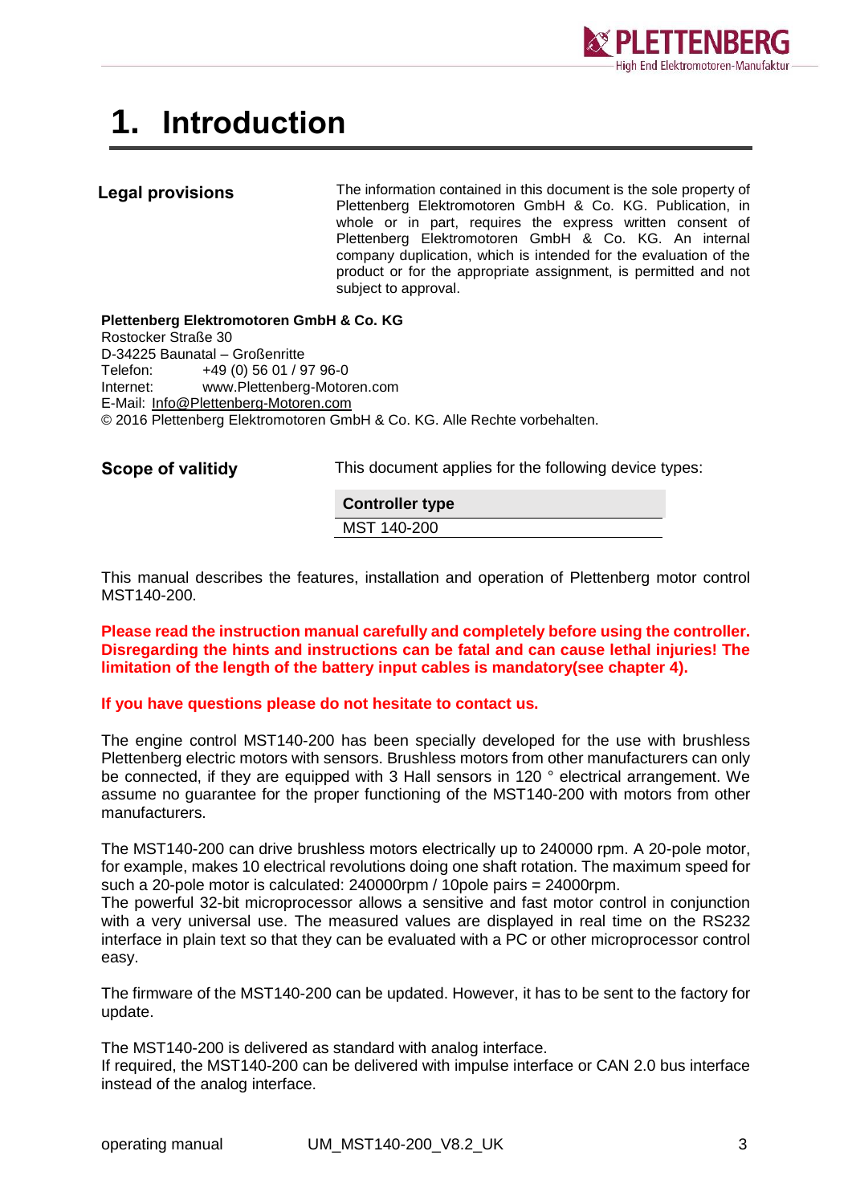# 1. Introduction

**Legal provisions**

The information contained in this document is the sole property of Plettenberg Elektromotoren GmbH & Co. KG. Publication, in whole or in part, requires the express written consent of Plettenberg Elektromotoren GmbH & Co. KG. An internal company duplication, which is intended for the evaluation of the product or for the appropriate assignment, is permitted and not subject to approval.

**Plettenberg Elektromotoren GmbH & Co. KG**
Rostocker Straße 30
D-34225 Baunatal – Großenritte
Telefon: +49 (0) 56 01 / 97 96-0
Internet: www.Plettenberg-Motoren.com
E-Mail: Info@Plettenberg-Motoren.com
© 2016 Plettenberg Elektromotoren GmbH & Co. KG. Alle Rechte vorbehalten.

**Scope of valitidy**

This document applies for the following device types:

| Controller type |
|---|
| MST 140-200 |

This manual describes the features, installation and operation of Plettenberg motor control MST140-200.

**Please read the instruction manual carefully and completely before using the controller. Disregarding the hints and instructions can be fatal and can cause lethal injuries! The limitation of the length of the battery input cables is mandatory(see chapter 4).**

**If you have questions please do not hesitate to contact us.**

The engine control MST140-200 has been specially developed for the use with brushless Plettenberg electric motors with sensors. Brushless motors from other manufacturers can only be connected, if they are equipped with 3 Hall sensors in 120 ° electrical arrangement. We assume no guarantee for the proper functioning of the MST140-200 with motors from other manufacturers.

The MST140-200 can drive brushless motors electrically up to 240000 rpm. A 20-pole motor, for example, makes 10 electrical revolutions doing one shaft rotation. The maximum speed for such a 20-pole motor is calculated: 240000rpm / 10pole pairs = 24000rpm.
The powerful 32-bit microprocessor allows a sensitive and fast motor control in conjunction with a very universal use. The measured values are displayed in real time on the RS232 interface in plain text so that they can be evaluated with a PC or other microprocessor control easy.

The firmware of the MST140-200 can be updated. However, it has to be sent to the factory for update.

The MST140-200 is delivered as standard with analog interface.
If required, the MST140-200 can be delivered with impulse interface or CAN 2.0 bus interface instead of the analog interface.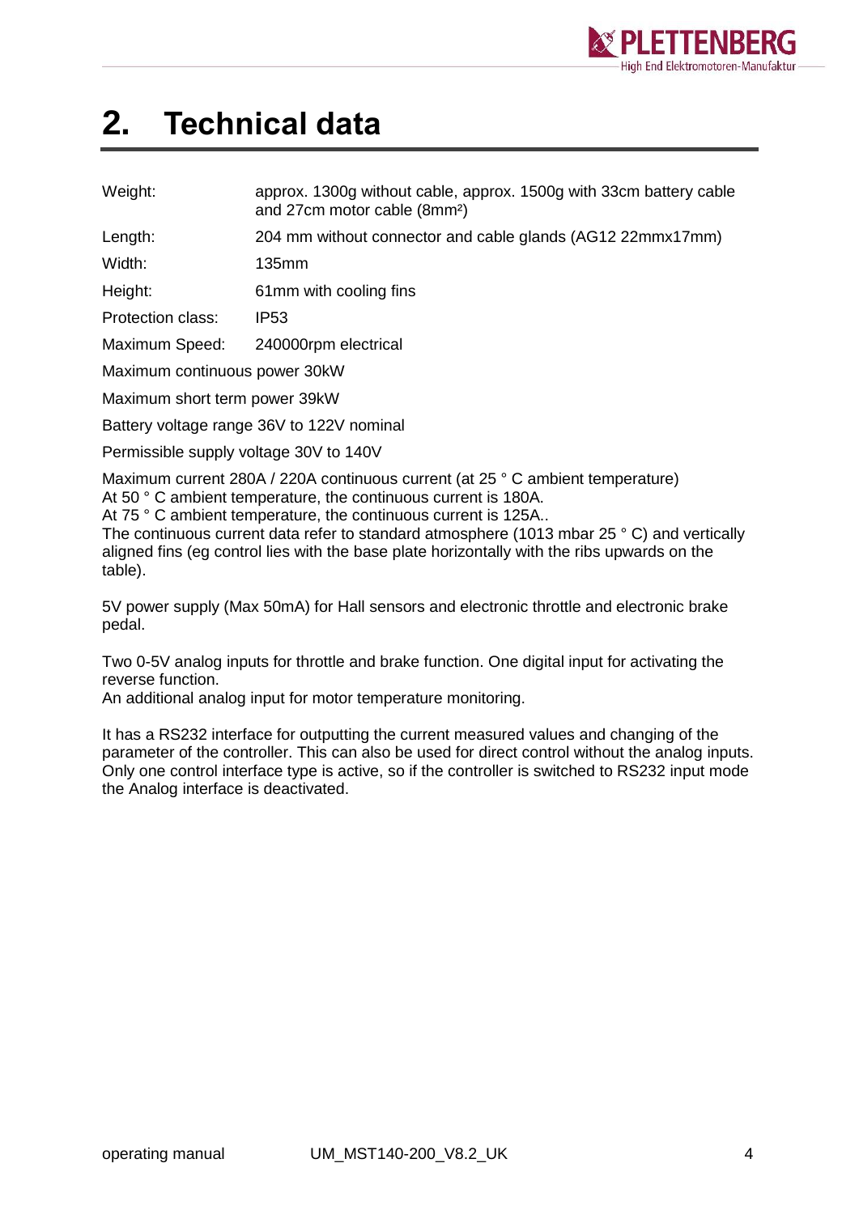# 2. Technical data

| | |
|---|---|
| Weight: | approx. 1300g without cable, approx. 1500g with 33cm battery cable and 27cm motor cable ($8mm^2$) |
| Length: | 204 mm without connector and cable glands (AG12 22mmx17mm) |
| Width: | 135mm |
| Height: | 61mm with cooling fins |
| Protection class: | IP53 |
| Maximum Speed: | 240000rpm electrical |

Maximum continuous power 30kW

Maximum short term power 39kW

Battery voltage range 36V to 122V nominal

Permissible supply voltage 30V to 140V

Maximum current 280A / 220A continuous current (at 25 ° C ambient temperature)
At 50 ° C ambient temperature, the continuous current is 180A.
At 75 ° C ambient temperature, the continuous current is 125A..
The continuous current data refer to standard atmosphere (1013 mbar 25 ° C) and vertically aligned fins (eg control lies with the base plate horizontally with the ribs upwards on the table).

5V power supply (Max 50mA) for Hall sensors and electronic throttle and electronic brake pedal.

Two 0-5V analog inputs for throttle and brake function. One digital input for activating the reverse function.
An additional analog input for motor temperature monitoring.

It has a RS232 interface for outputting the current measured values and changing of the parameter of the controller. This can also be used for direct control without the analog inputs. Only one control interface type is active, so if the controller is switched to RS232 input mode the Analog interface is deactivated.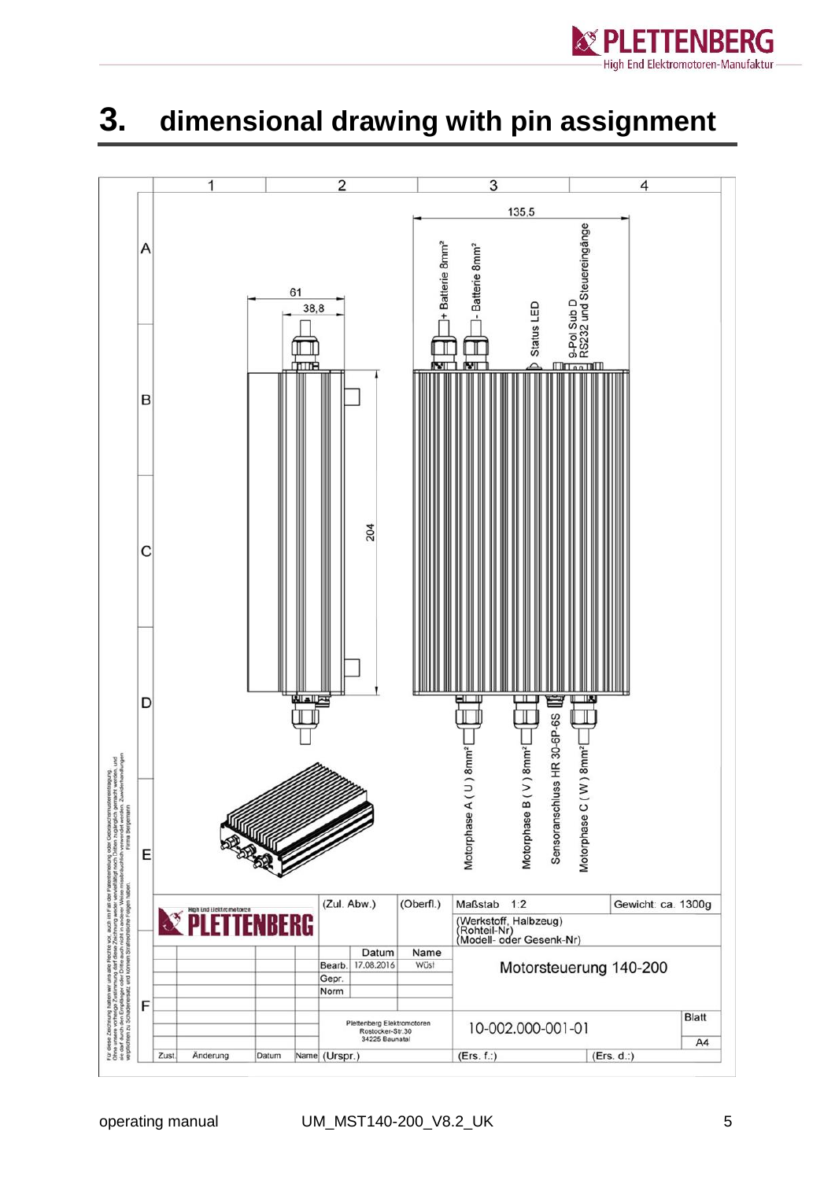# 3. dimensional drawing with pin assignment

135,5

61

38,8

204

+ Batterie 8mm²

- Batterie 8mm²

Status LED

9-Pol Sub D RS232 und Steuereingänge

Motorphase A ( U ) 8mm²

Motorphase B ( V ) 8mm²

Sensoranschluss HR 30-6P-6S

Motorphase C ( W ) 8mm²

| | | | | (Zul. Abw.) | | (Oberfl.) | Maßstab 1:2 | Gewicht: ca. 1300g |
|---|---|---|---|---|---|---|---|---|
| | | | | | | | (Werkstoff, Halbzeug) (Rohteil-Nr) (Modell- oder Gesenk-Nr) | |
| | | | | | Datum | Name | Motorsteuerung 140-200 | |
| | | | | Bearb. | 17.08.2016 | Wüst | | |
| | | | | Gepr. | | | | |
| | | | | Norm | | | | |
| | | | | Plettenberg Elektromotoren Rostocker-Str.30 34225 Baunatal | | | 10-002.000-001-01 | Blatt A4 |
| Zust. | Änderung | Datum | Name | (Urspr.) | | | (Ers. f.:) | (Ers. d.:) |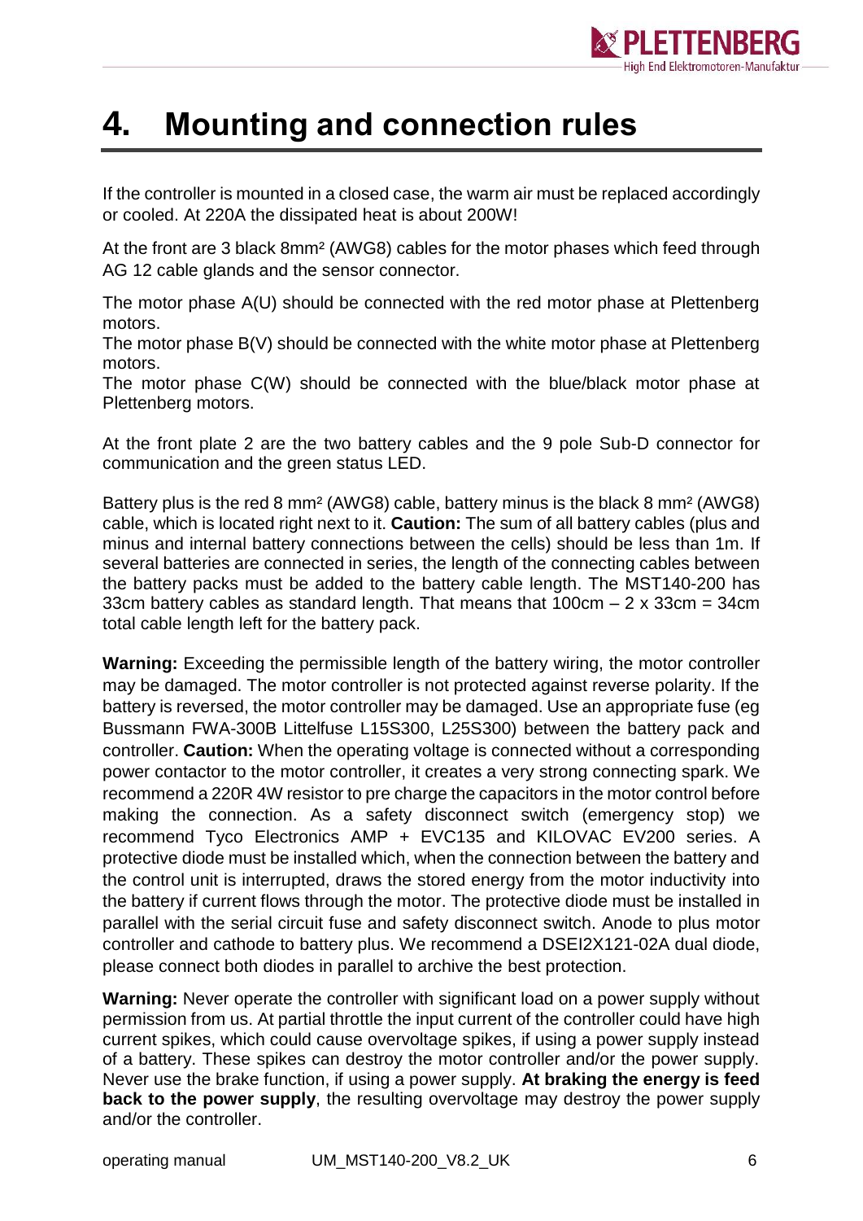# 4. Mounting and connection rules

If the controller is mounted in a closed case, the warm air must be replaced accordingly or cooled. At 220A the dissipated heat is about 200W!

At the front are 3 black 8mm² (AWG8) cables for the motor phases which feed through AG 12 cable glands and the sensor connector.

The motor phase A(U) should be connected with the red motor phase at Plettenberg motors.
The motor phase B(V) should be connected with the white motor phase at Plettenberg motors.
The motor phase C(W) should be connected with the blue/black motor phase at Plettenberg motors.

At the front plate 2 are the two battery cables and the 9 pole Sub-D connector for communication and the green status LED.

Battery plus is the red 8 mm² (AWG8) cable, battery minus is the black 8 mm² (AWG8) cable, which is located right next to it. **Caution:** The sum of all battery cables (plus and minus and internal battery connections between the cells) should be less than 1m. If several batteries are connected in series, the length of the connecting cables between the battery packs must be added to the battery cable length. The MST140-200 has 33cm battery cables as standard length. That means that 100cm – 2 x 33cm = 34cm total cable length left for the battery pack.

**Warning:** Exceeding the permissible length of the battery wiring, the motor controller may be damaged. The motor controller is not protected against reverse polarity. If the battery is reversed, the motor controller may be damaged. Use an appropriate fuse (eg Bussmann FWA-300B Littelfuse L15S300, L25S300) between the battery pack and controller. **Caution:** When the operating voltage is connected without a corresponding power contactor to the motor controller, it creates a very strong connecting spark. We recommend a 220R 4W resistor to pre charge the capacitors in the motor control before making the connection. As a safety disconnect switch (emergency stop) we recommend Tyco Electronics AMP + EVC135 and KILOVAC EV200 series. A protective diode must be installed which, when the connection between the battery and the control unit is interrupted, draws the stored energy from the motor inductivity into the battery if current flows through the motor. The protective diode must be installed in parallel with the serial circuit fuse and safety disconnect switch. Anode to plus motor controller and cathode to battery plus. We recommend a DSEI2X121-02A dual diode, please connect both diodes in parallel to archive the best protection.

**Warning:** Never operate the controller with significant load on a power supply without permission from us. At partial throttle the input current of the controller could have high current spikes, which could cause overvoltage spikes, if using a power supply instead of a battery. These spikes can destroy the motor controller and/or the power supply. Never use the brake function, if using a power supply. **At braking the energy is feed back to the power supply**, the resulting overvoltage may destroy the power supply and/or the controller.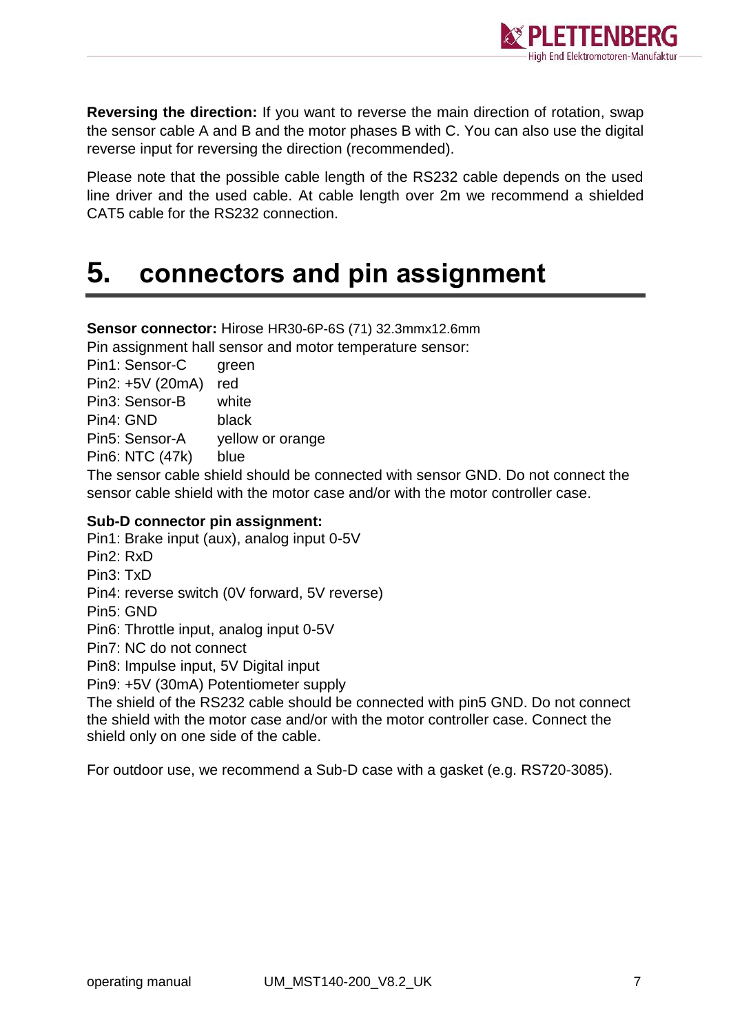**Reversing the direction:** If you want to reverse the main direction of rotation, swap the sensor cable A and B and the motor phases B with C. You can also use the digital reverse input for reversing the direction (recommended).

Please note that the possible cable length of the RS232 cable depends on the used line driver and the used cable. At cable length over 2m we recommend a shielded CAT5 cable for the RS232 connection.

# 5. connectors and pin assignment

**Sensor connector:** Hirose HR30-6P-6S (71) 32.3mmx12.6mm

Pin assignment hall sensor and motor temperature sensor:

Pin1: Sensor-C green
Pin2: +5V (20mA) red
Pin3: Sensor-B white
Pin4: GND black
Pin5: Sensor-A yellow or orange
Pin6: NTC (47k) blue

The sensor cable shield should be connected with sensor GND. Do not connect the sensor cable shield with the motor case and/or with the motor controller case.

**Sub-D connector pin assignment:**

Pin1: Brake input (aux), analog input 0-5V
Pin2: RxD
Pin3: TxD
Pin4: reverse switch (0V forward, 5V reverse)
Pin5: GND
Pin6: Throttle input, analog input 0-5V
Pin7: NC do not connect
Pin8: Impulse input, 5V Digital input
Pin9: +5V (30mA) Potentiometer supply

The shield of the RS232 cable should be connected with pin5 GND. Do not connect the shield with the motor case and/or with the motor controller case. Connect the shield only on one side of the cable.

For outdoor use, we recommend a Sub-D case with a gasket (e.g. RS720-3085).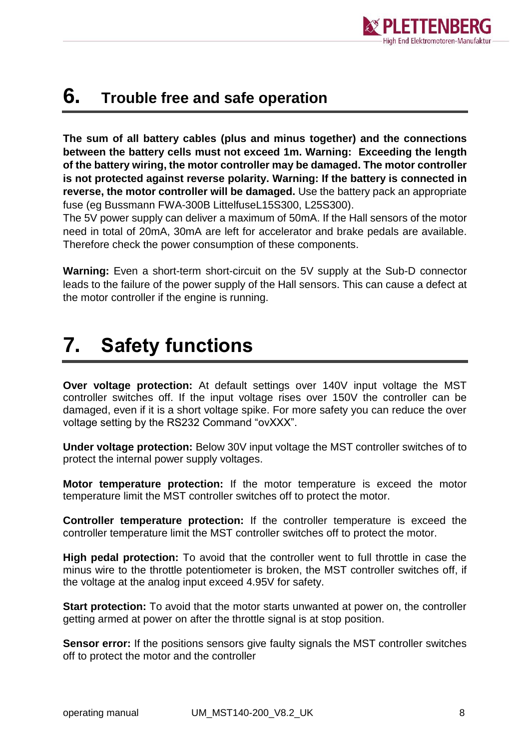# 6. Trouble free and safe operation

**The sum of all battery cables (plus and minus together) and the connections between the battery cells must not exceed 1m. Warning: Exceeding the length of the battery wiring, the motor controller may be damaged. The motor controller is not protected against reverse polarity. Warning: If the battery is connected in reverse, the motor controller will be damaged.** Use the battery pack an appropriate fuse (eg Bussmann FWA-300B LittelfuseL15S300, L25S300).

The 5V power supply can deliver a maximum of 50mA. If the Hall sensors of the motor need in total of 20mA, 30mA are left for accelerator and brake pedals are available. Therefore check the power consumption of these components.

**Warning:** Even a short-term short-circuit on the 5V supply at the Sub-D connector leads to the failure of the power supply of the Hall sensors. This can cause a defect at the motor controller if the engine is running.

# 7. Safety functions

**Over voltage protection:** At default settings over 140V input voltage the MST controller switches off. If the input voltage rises over 150V the controller can be damaged, even if it is a short voltage spike. For more safety you can reduce the over voltage setting by the RS232 Command "ovXXX".

**Under voltage protection:** Below 30V input voltage the MST controller switches of to protect the internal power supply voltages.

**Motor temperature protection:** If the motor temperature is exceed the motor temperature limit the MST controller switches off to protect the motor.

**Controller temperature protection:** If the controller temperature is exceed the controller temperature limit the MST controller switches off to protect the motor.

**High pedal protection:** To avoid that the controller went to full throttle in case the minus wire to the throttle potentiometer is broken, the MST controller switches off, if the voltage at the analog input exceed 4.95V for safety.

**Start protection:** To avoid that the motor starts unwanted at power on, the controller getting armed at power on after the throttle signal is at stop position.

**Sensor error:** If the positions sensors give faulty signals the MST controller switches off to protect the motor and the controller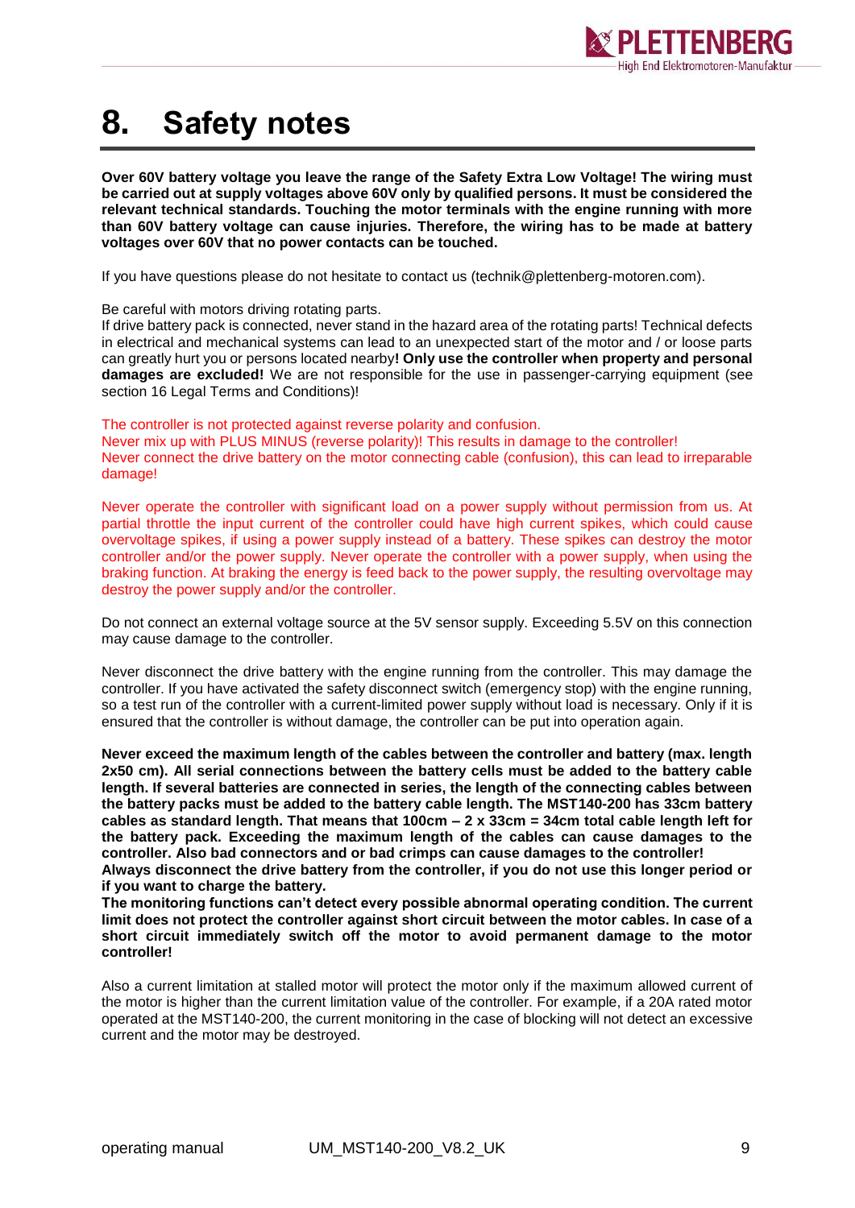# 8. Safety notes

**Over 60V battery voltage you leave the range of the Safety Extra Low Voltage! The wiring must be carried out at supply voltages above 60V only by qualified persons. It must be considered the relevant technical standards. Touching the motor terminals with the engine running with more than 60V battery voltage can cause injuries. Therefore, the wiring has to be made at battery voltages over 60V that no power contacts can be touched.**

If you have questions please do not hesitate to contact us (technik@plettenberg-motoren.com).

Be careful with motors driving rotating parts.
If drive battery pack is connected, never stand in the hazard area of the rotating parts! Technical defects in electrical and mechanical systems can lead to an unexpected start of the motor and / or loose parts can greatly hurt you or persons located nearby**! Only use the controller when property and personal damages are excluded!** We are not responsible for the use in passenger-carrying equipment (see section 16 Legal Terms and Conditions)!

The controller is not protected against reverse polarity and confusion.
Never mix up with PLUS MINUS (reverse polarity)! This results in damage to the controller!
Never connect the drive battery on the motor connecting cable (confusion), this can lead to irreparable damage!

Never operate the controller with significant load on a power supply without permission from us. At partial throttle the input current of the controller could have high current spikes, which could cause overvoltage spikes, if using a power supply instead of a battery. These spikes can destroy the motor controller and/or the power supply. Never operate the controller with a power supply, when using the braking function. At braking the energy is feed back to the power supply, the resulting overvoltage may destroy the power supply and/or the controller.

Do not connect an external voltage source at the 5V sensor supply. Exceeding 5.5V on this connection may cause damage to the controller.

Never disconnect the drive battery with the engine running from the controller. This may damage the controller. If you have activated the safety disconnect switch (emergency stop) with the engine running, so a test run of the controller with a current-limited power supply without load is necessary. Only if it is ensured that the controller is without damage, the controller can be put into operation again.

**Never exceed the maximum length of the cables between the controller and battery (max. length 2x50 cm). All serial connections between the battery cells must be added to the battery cable length. If several batteries are connected in series, the length of the connecting cables between the battery packs must be added to the battery cable length. The MST140-200 has 33cm battery cables as standard length. That means that 100cm – 2 x 33cm = 34cm total cable length left for the battery pack. Exceeding the maximum length of the cables can cause damages to the controller. Also bad connectors and or bad crimps can cause damages to the controller!**
**Always disconnect the drive battery from the controller, if you do not use this longer period or if you want to charge the battery.**
**The monitoring functions can't detect every possible abnormal operating condition. The current limit does not protect the controller against short circuit between the motor cables. In case of a short circuit immediately switch off the motor to avoid permanent damage to the motor controller!**

Also a current limitation at stalled motor will protect the motor only if the maximum allowed current of the motor is higher than the current limitation value of the controller. For example, if a 20A rated motor operated at the MST140-200, the current monitoring in the case of blocking will not detect an excessive current and the motor may be destroyed.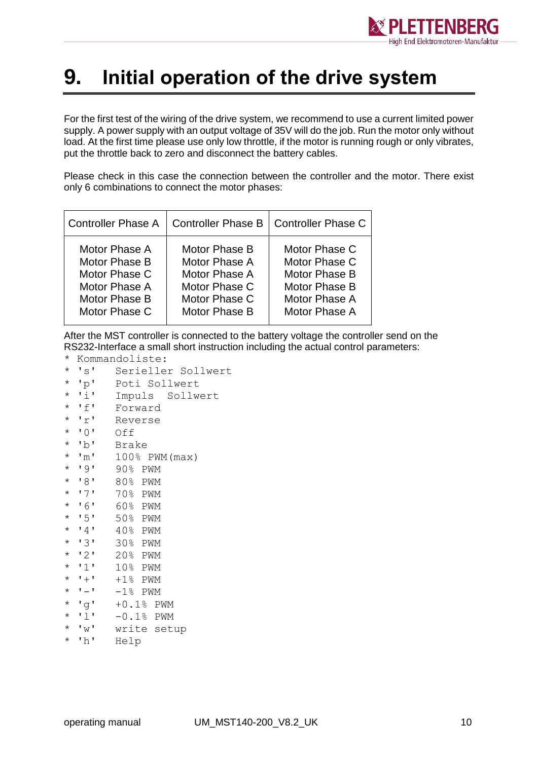# 9. Initial operation of the drive system

For the first test of the wiring of the drive system, we recommend to use a current limited power supply. A power supply with an output voltage of 35V will do the job. Run the motor only without load. At the first time please use only low throttle, if the motor is running rough or only vibrates, put the throttle back to zero and disconnect the battery cables.

Please check in this case the connection between the controller and the motor. There exist only 6 combinations to connect the motor phases:

| Controller Phase A | Controller Phase B | Controller Phase C |
|---|---|---|
| Motor Phase A | Motor Phase B | Motor Phase C |
| Motor Phase B | Motor Phase A | Motor Phase C |
| Motor Phase C | Motor Phase A | Motor Phase B |
| Motor Phase A | Motor Phase C | Motor Phase B |
| Motor Phase B | Motor Phase C | Motor Phase A |
| Motor Phase C | Motor Phase B | Motor Phase A |

After the MST controller is connected to the battery voltage the controller send on the RS232-Interface a small short instruction including the actual control parameters:

```
* Kommandoliste:
* 's'   Serieller Sollwert
* 'p'   Poti Sollwert
* 'i'   Impuls  Sollwert
* 'f'   Forward
* 'r'   Reverse
* '0'   Off
* 'b'   Brake
* 'm'   100% PWM(max)
* '9'   90% PWM
* '8'   80% PWM
* '7'   70% PWM
* '6'   60% PWM
* '5'   50% PWM
* '4'   40% PWM
* '3'   30% PWM
* '2'   20% PWM
* '1'   10% PWM
* '+'   +1% PWM
* '-'   -1% PWM
* 'g'   +0.1% PWM
* 'l'   -0.1% PWM
* 'w'   write setup
* 'h'   Help
```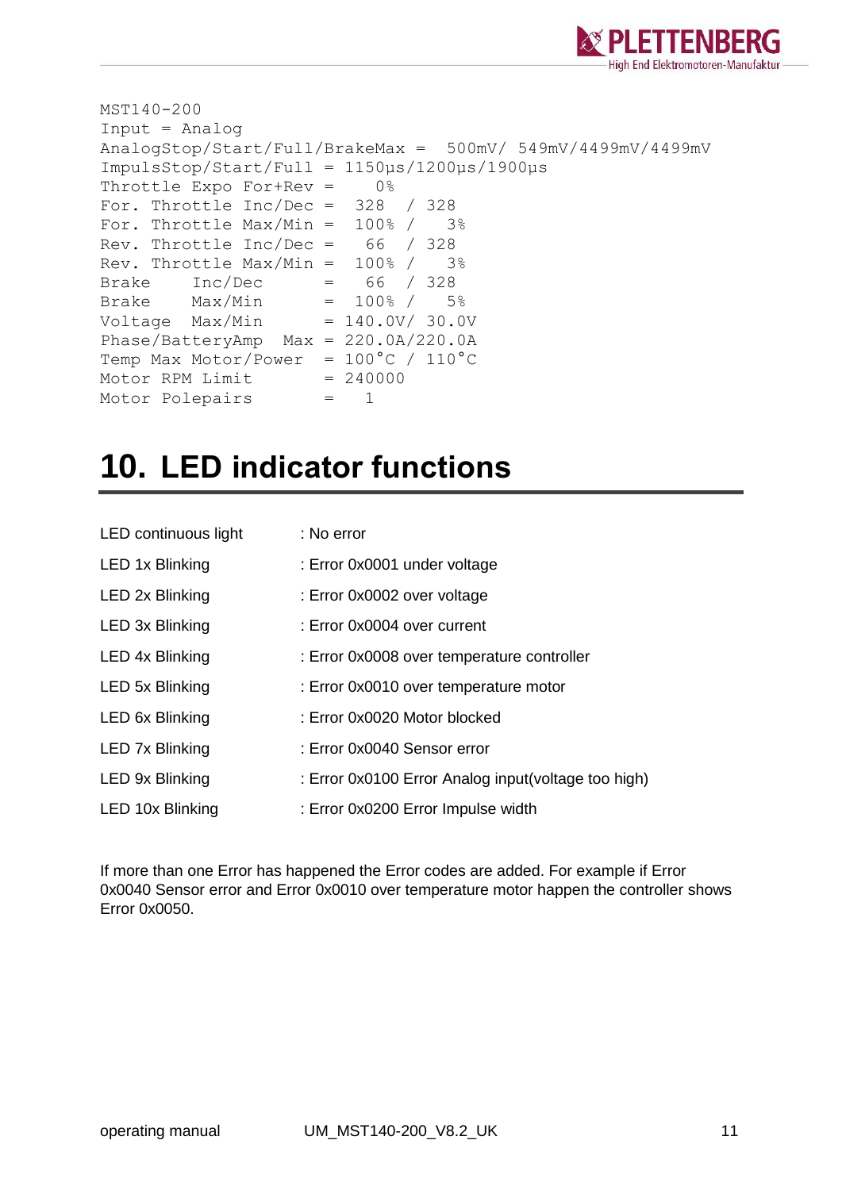```
MST140-200
Input = Analog
AnalogStop/Start/Full/BrakeMax =  500mV/ 549mV/4499mV/4499mV
ImpulsStop/Start/Full = 1150µs/1200µs/1900µs
Throttle Expo For+Rev =    0%
For. Throttle Inc/Dec =  328  / 328
For. Throttle Max/Min =  100% /   3%
Rev. Throttle Inc/Dec =   66  / 328
Rev. Throttle Max/Min =  100% /   3%
Brake    Inc/Dec      =   66  / 328
Brake    Max/Min      =  100% /   5%
Voltage  Max/Min      = 140.0V/ 30.0V
Phase/BatteryAmp  Max = 220.0A/220.0A
Temp Max Motor/Power  = 100°C / 110°C
Motor RPM Limit       = 240000
Motor Polepairs       =   1
```

# 10. LED indicator functions

| | |
|---|---|
| LED continuous light | : No error |
| LED 1x Blinking | : Error 0x0001 under voltage |
| LED 2x Blinking | : Error 0x0002 over voltage |
| LED 3x Blinking | : Error 0x0004 over current |
| LED 4x Blinking | : Error 0x0008 over temperature controller |
| LED 5x Blinking | : Error 0x0010 over temperature motor |
| LED 6x Blinking | : Error 0x0020 Motor blocked |
| LED 7x Blinking | : Error 0x0040 Sensor error |
| LED 9x Blinking | : Error 0x0100 Error Analog input(voltage too high) |
| LED 10x Blinking | : Error 0x0200 Error Impulse width |

If more than one Error has happened the Error codes are added. For example if Error 0x0040 Sensor error and Error 0x0010 over temperature motor happen the controller shows Error 0x0050.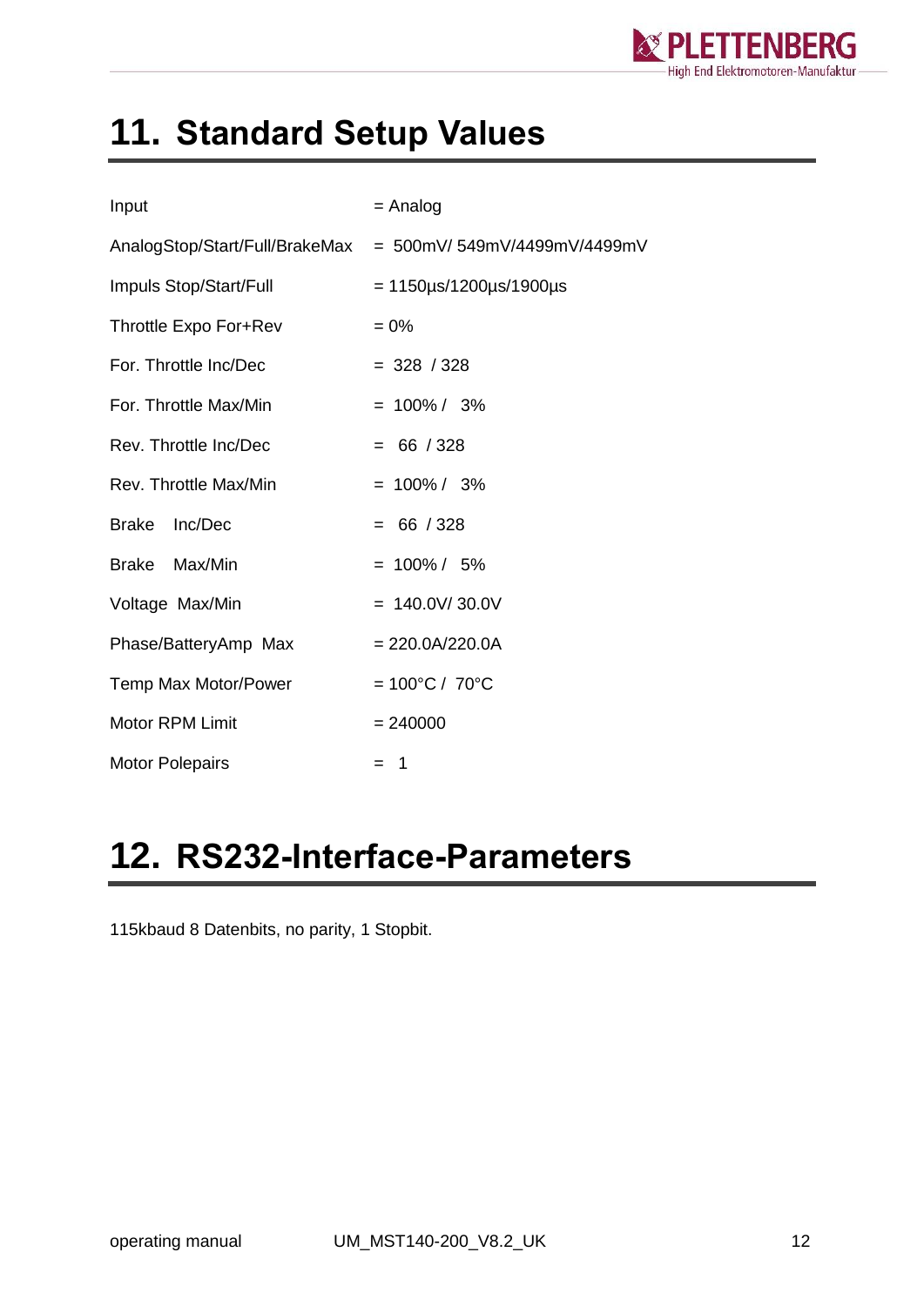# 11. Standard Setup Values

| Parameter | Value |
|---|---|
| Input | = Analog |
| AnalogStop/Start/Full/BrakeMax | = 500mV/ 549mV/4499mV/4499mV |
| Impuls Stop/Start/Full | = 1150µs/1200µs/1900µs |
| Throttle Expo For+Rev | = 0% |
| For. Throttle Inc/Dec | = 328 / 328 |
| For. Throttle Max/Min | = 100% / 3% |
| Rev. Throttle Inc/Dec | = 66 / 328 |
| Rev. Throttle Max/Min | = 100% / 3% |
| Brake Inc/Dec | = 66 / 328 |
| Brake Max/Min | = 100% / 5% |
| Voltage Max/Min | = 140.0V/ 30.0V |
| Phase/BatteryAmp Max | = 220.0A/220.0A |
| Temp Max Motor/Power | = 100°C / 70°C |
| Motor RPM Limit | = 240000 |
| Motor Polepairs | = 1 |

# 12. RS232-Interface-Parameters

115kbaud 8 Datenbits, no parity, 1 Stopbit.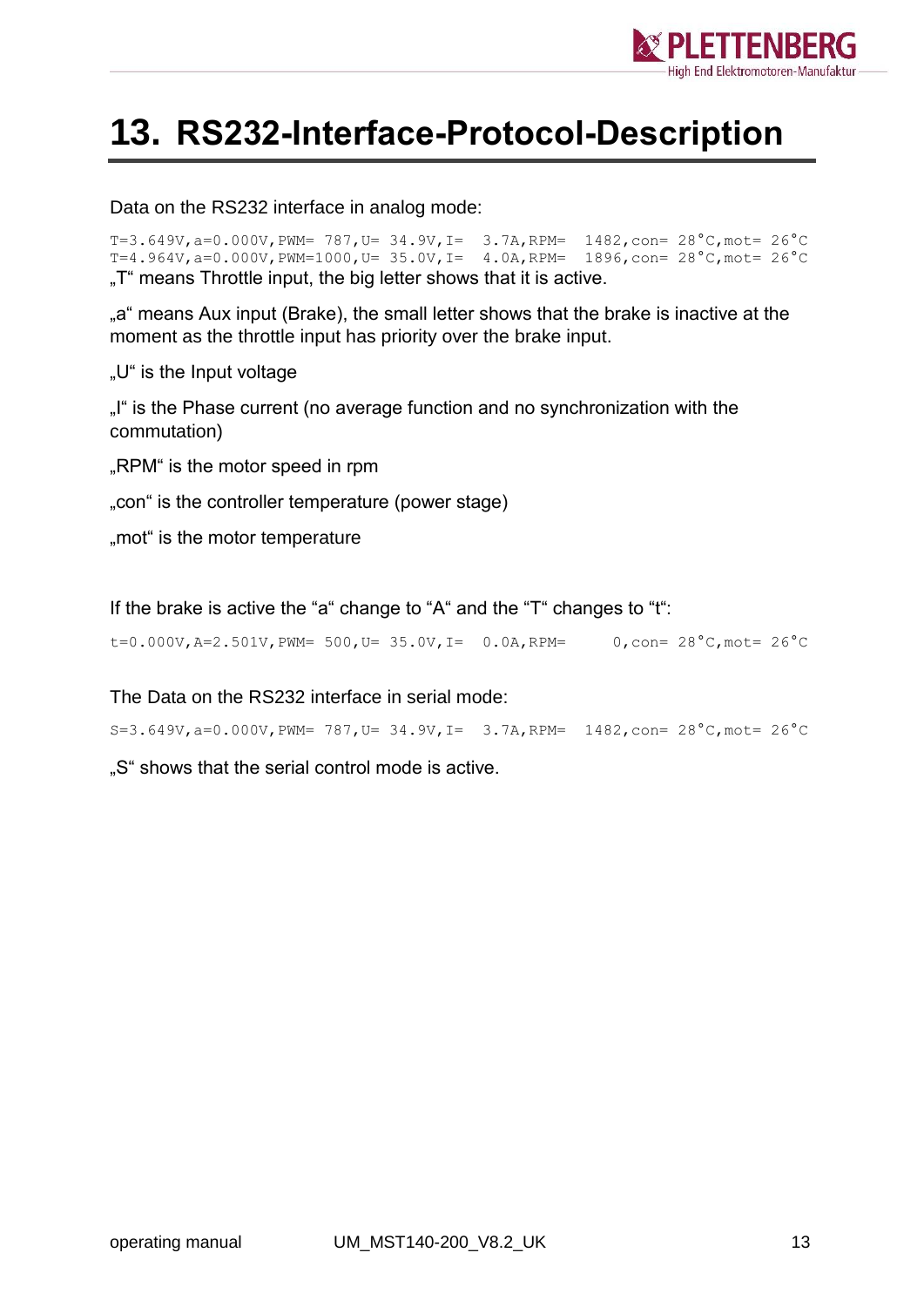# 13. RS232-Interface-Protocol-Description

Data on the RS232 interface in analog mode:

```
T=3.649V,a=0.000V,PWM= 787,U= 34.9V,I=  3.7A,RPM=  1482,con= 28°C,mot= 26°C
T=4.964V,a=0.000V,PWM=1000,U= 35.0V,I=  4.0A,RPM=  1896,con= 28°C,mot= 26°C
```

„T" means Throttle input, the big letter shows that it is active.

„a" means Aux input (Brake), the small letter shows that the brake is inactive at the moment as the throttle input has priority over the brake input.

„U" is the Input voltage

„I" is the Phase current (no average function and no synchronization with the commutation)

„RPM" is the motor speed in rpm

„con" is the controller temperature (power stage)

„mot" is the motor temperature

If the brake is active the "a" change to "A" and the "T" changes to "t":

```
t=0.000V,A=2.501V,PWM= 500,U= 35.0V,I=  0.0A,RPM=     0,con= 28°C,mot= 26°C
```

The Data on the RS232 interface in serial mode:

```
S=3.649V,a=0.000V,PWM= 787,U= 34.9V,I=  3.7A,RPM=  1482,con= 28°C,mot= 26°C
```

„S" shows that the serial control mode is active.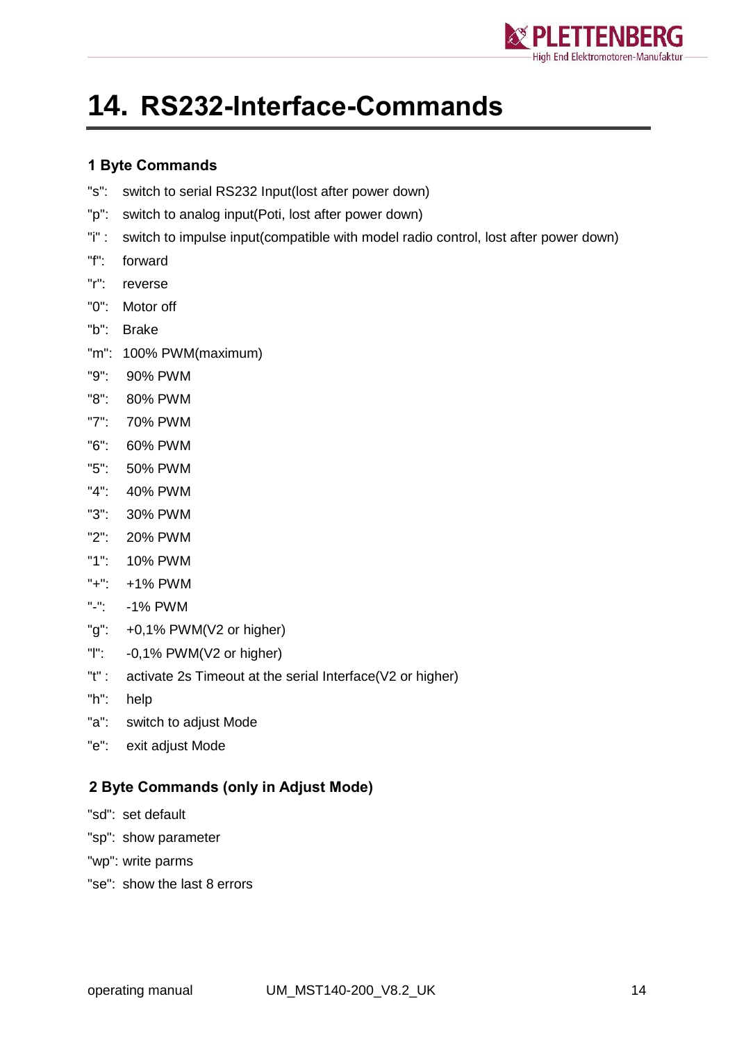# 14. RS232-Interface-Commands

### 1 Byte Commands

"s": switch to serial RS232 Input(lost after power down)

"p": switch to analog input(Poti, lost after power down)

"i" : switch to impulse input(compatible with model radio control, lost after power down)

"f": forward

"r": reverse

"0": Motor off

"b": Brake

"m": 100% PWM(maximum)

"9": 90% PWM

"8": 80% PWM

"7": 70% PWM

"6": 60% PWM

"5": 50% PWM

"4": 40% PWM

"3": 30% PWM

"2": 20% PWM

"1": 10% PWM

"+": +1% PWM

"-": -1% PWM

"g": +0,1% PWM(V2 or higher)

"l": -0,1% PWM(V2 or higher)

"t" : activate 2s Timeout at the serial Interface(V2 or higher)

"h": help

"a": switch to adjust Mode

"e": exit adjust Mode

### 2 Byte Commands (only in Adjust Mode)

"sd": set default

"sp": show parameter

"wp": write parms

"se": show the last 8 errors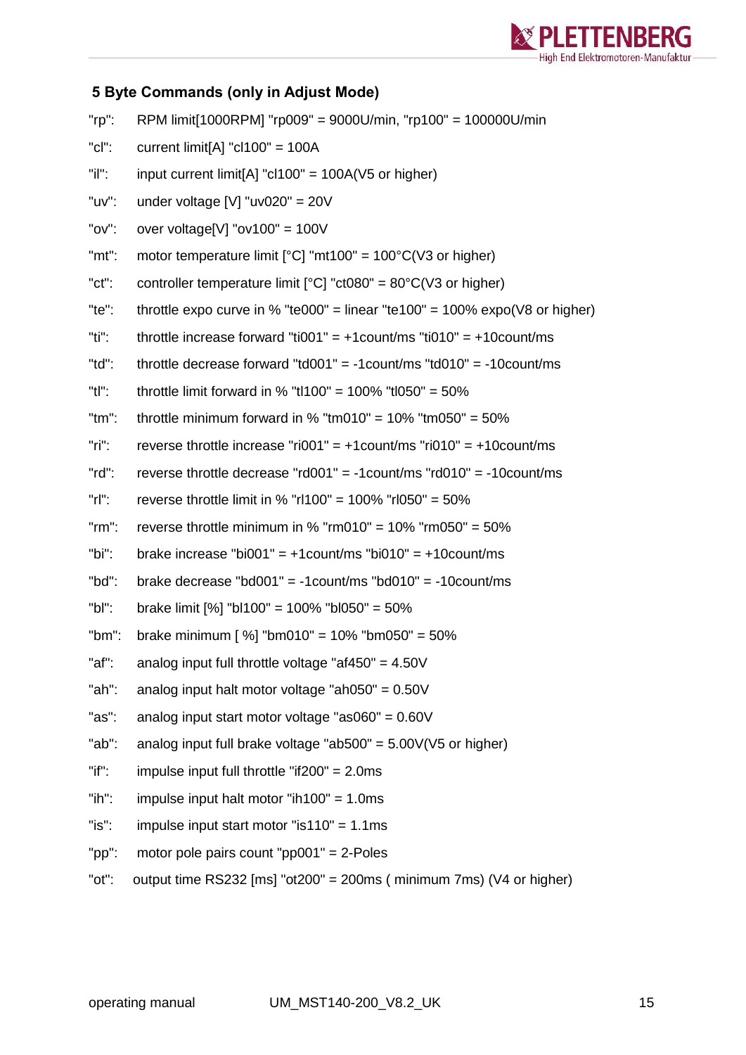### 5 Byte Commands (only in Adjust Mode)

"rp": RPM limit[1000RPM] "rp009" = 9000U/min, "rp100" = 100000U/min

"cl": current limit[A] "cl100" = 100A

"il": input current limit[A] "cl100" = 100A(V5 or higher)

"uv": under voltage [V] "uv020" = 20V

"ov": over voltage[V] "ov100" = 100V

"mt": motor temperature limit [°C] "mt100" = 100°C(V3 or higher)

"ct": controller temperature limit [°C] "ct080" = 80°C(V3 or higher)

"te": throttle expo curve in % "te000" = linear "te100" = 100% expo(V8 or higher)

"ti": throttle increase forward "ti001" = +1count/ms "ti010" = +10count/ms

"td": throttle decrease forward "td001" = -1count/ms "td010" = -10count/ms

"tl": throttle limit forward in % "tl100" = 100% "tl050" = 50%

"tm": throttle minimum forward in % "tm010" = 10% "tm050" = 50%

"ri": reverse throttle increase "ri001" = +1count/ms "ri010" = +10count/ms

"rd": reverse throttle decrease "rd001" = -1count/ms "rd010" = -10count/ms

"rl": reverse throttle limit in % "rl100" = 100% "rl050" = 50%

"rm": reverse throttle minimum in % "rm010" = 10% "rm050" = 50%

"bi": brake increase "bi001" = +1count/ms "bi010" = +10count/ms

"bd": brake decrease "bd001" = -1count/ms "bd010" = -10count/ms

"bl": brake limit [%] "bl100" = 100% "bl050" = 50%

"bm": brake minimum [ %] "bm010" = 10% "bm050" = 50%

"af": analog input full throttle voltage "af450" = 4.50V

"ah": analog input halt motor voltage "ah050" = 0.50V

"as": analog input start motor voltage "as060" = 0.60V

"ab": analog input full brake voltage "ab500" = 5.00V(V5 or higher)

"if": impulse input full throttle "if200" = 2.0ms

"ih": impulse input halt motor "ih100" = 1.0ms

"is": impulse input start motor "is110" = 1.1ms

"pp": motor pole pairs count "pp001" = 2-Poles

"ot": output time RS232 [ms] "ot200" = 200ms ( minimum 7ms) (V4 or higher)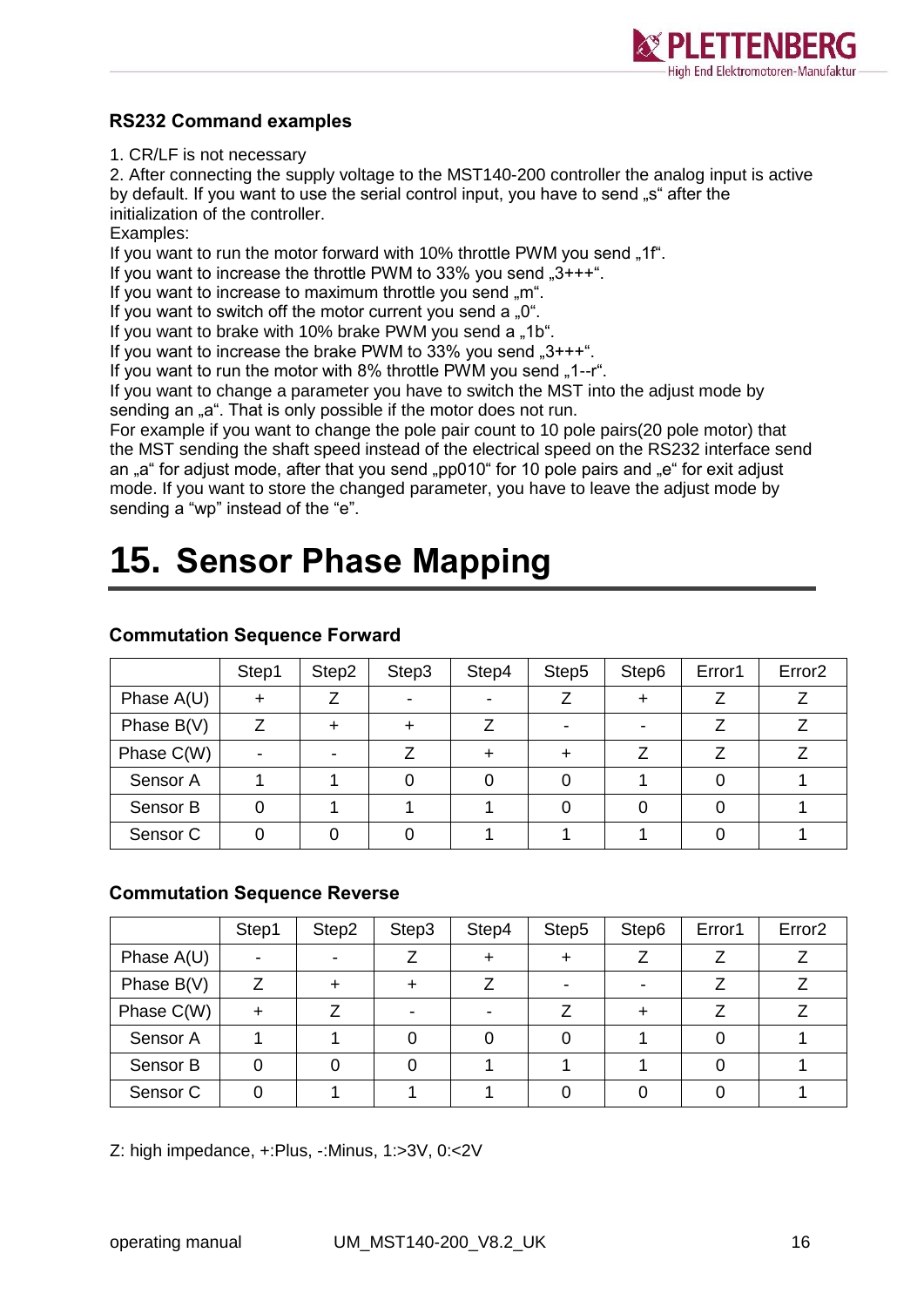### RS232 Command examples

1. CR/LF is not necessary
2. After connecting the supply voltage to the MST140-200 controller the analog input is active by default. If you want to use the serial control input, you have to send „s" after the initialization of the controller.

Examples:
If you want to run the motor forward with 10% throttle PWM you send „1f".
If you want to increase the throttle PWM to 33% you send „3+++".
If you want to increase to maximum throttle you send „m".
If you want to switch off the motor current you send a „0".
If you want to brake with 10% brake PWM you send a „1b".
If you want to increase the brake PWM to 33% you send „3+++".
If you want to run the motor with 8% throttle PWM you send „1--r".
If you want to change a parameter you have to switch the MST into the adjust mode by sending an „a". That is only possible if the motor does not run.
For example if you want to change the pole pair count to 10 pole pairs(20 pole motor) that the MST sending the shaft speed instead of the electrical speed on the RS232 interface send an „a" for adjust mode, after that you send „pp010" for 10 pole pairs and „e" for exit adjust mode. If you want to store the changed parameter, you have to leave the adjust mode by sending a "wp" instead of the "e".

# 15. Sensor Phase Mapping

### Commutation Sequence Forward

| | Step1 | Step2 | Step3 | Step4 | Step5 | Step6 | Error1 | Error2 |
|---|---|---|---|---|---|---|---|---|
| Phase A(U) | + | Z | - | - | Z | + | Z | Z |
| Phase B(V) | Z | + | + | Z | - | - | Z | Z |
| Phase C(W) | - | - | Z | + | + | Z | Z | Z |
| Sensor A | 1 | 1 | 0 | 0 | 0 | 1 | 0 | 1 |
| Sensor B | 0 | 1 | 1 | 1 | 0 | 0 | 0 | 1 |
| Sensor C | 0 | 0 | 0 | 1 | 1 | 1 | 0 | 1 |

### Commutation Sequence Reverse

| | Step1 | Step2 | Step3 | Step4 | Step5 | Step6 | Error1 | Error2 |
|---|---|---|---|---|---|---|---|---|
| Phase A(U) | - | - | Z | + | + | Z | Z | Z |
| Phase B(V) | Z | + | + | Z | - | - | Z | Z |
| Phase C(W) | + | Z | - | - | Z | + | Z | Z |
| Sensor A | 1 | 1 | 0 | 0 | 0 | 1 | 0 | 1 |
| Sensor B | 0 | 0 | 0 | 1 | 1 | 1 | 0 | 1 |
| Sensor C | 0 | 1 | 1 | 1 | 0 | 0 | 0 | 1 |

Z: high impedance, +:Plus, -:Minus, 1:>3V, 0:<2V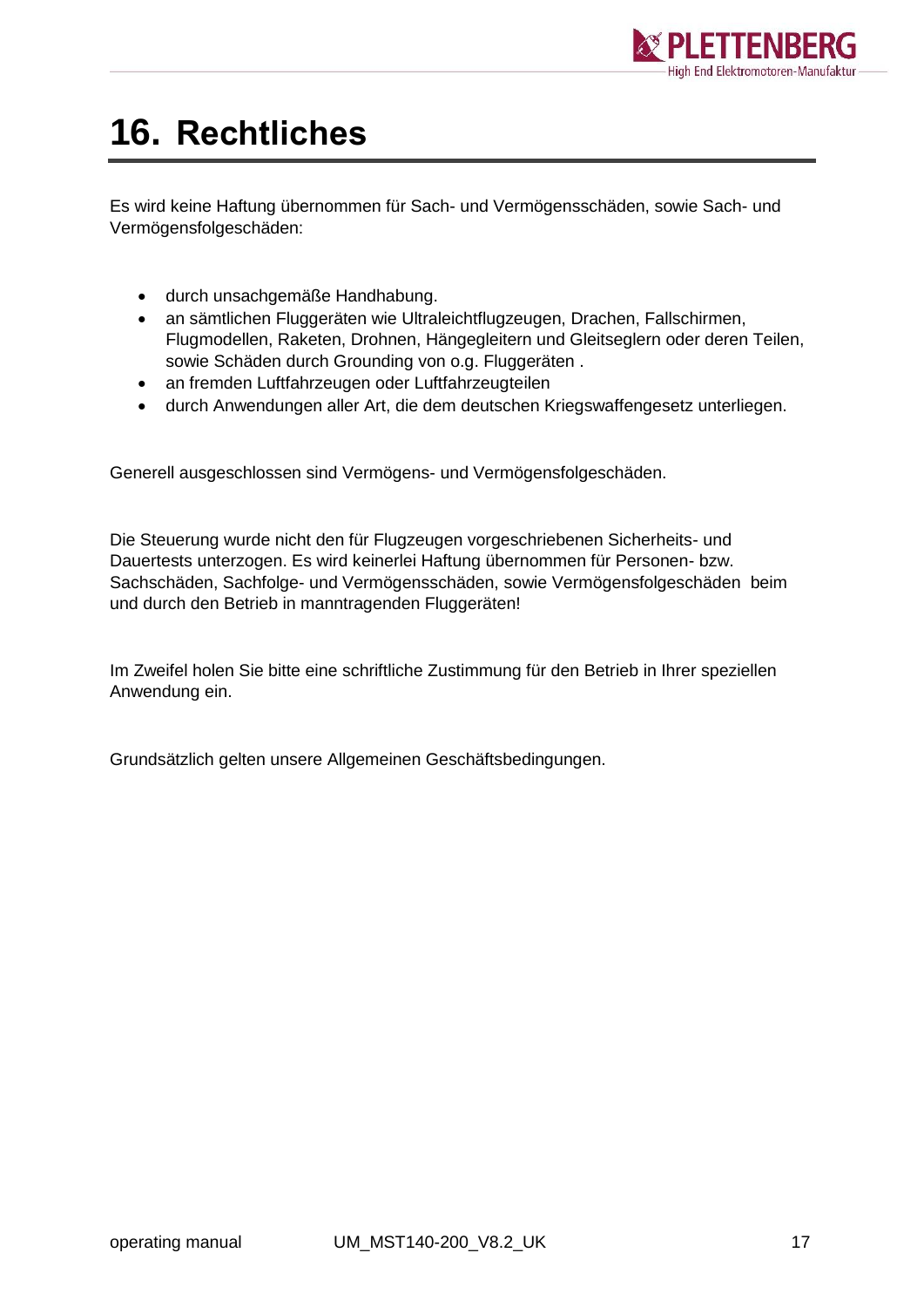# 16. Rechtliches

Es wird keine Haftung übernommen für Sach- und Vermögensschäden, sowie Sach- und Vermögensfolgeschäden:

- durch unsachgemäße Handhabung.
- an sämtlichen Fluggeräten wie Ultraleichtflugzeugen, Drachen, Fallschirmen, Flugmodellen, Raketen, Drohnen, Hängegleitern und Gleitseglern oder deren Teilen, sowie Schäden durch Grounding von o.g. Fluggeräten .
- an fremden Luftfahrzeugen oder Luftfahrzeugteilen
- durch Anwendungen aller Art, die dem deutschen Kriegswaffengesetz unterliegen.

Generell ausgeschlossen sind Vermögens- und Vermögensfolgeschäden.

Die Steuerung wurde nicht den für Flugzeugen vorgeschriebenen Sicherheits- und Dauertests unterzogen. Es wird keinerlei Haftung übernommen für Personen- bzw. Sachschäden, Sachfolge- und Vermögensschäden, sowie Vermögensfolgeschäden beim und durch den Betrieb in manntragenden Fluggeräten!

Im Zweifel holen Sie bitte eine schriftliche Zustimmung für den Betrieb in Ihrer speziellen Anwendung ein.

Grundsätzlich gelten unsere Allgemeinen Geschäftsbedingungen.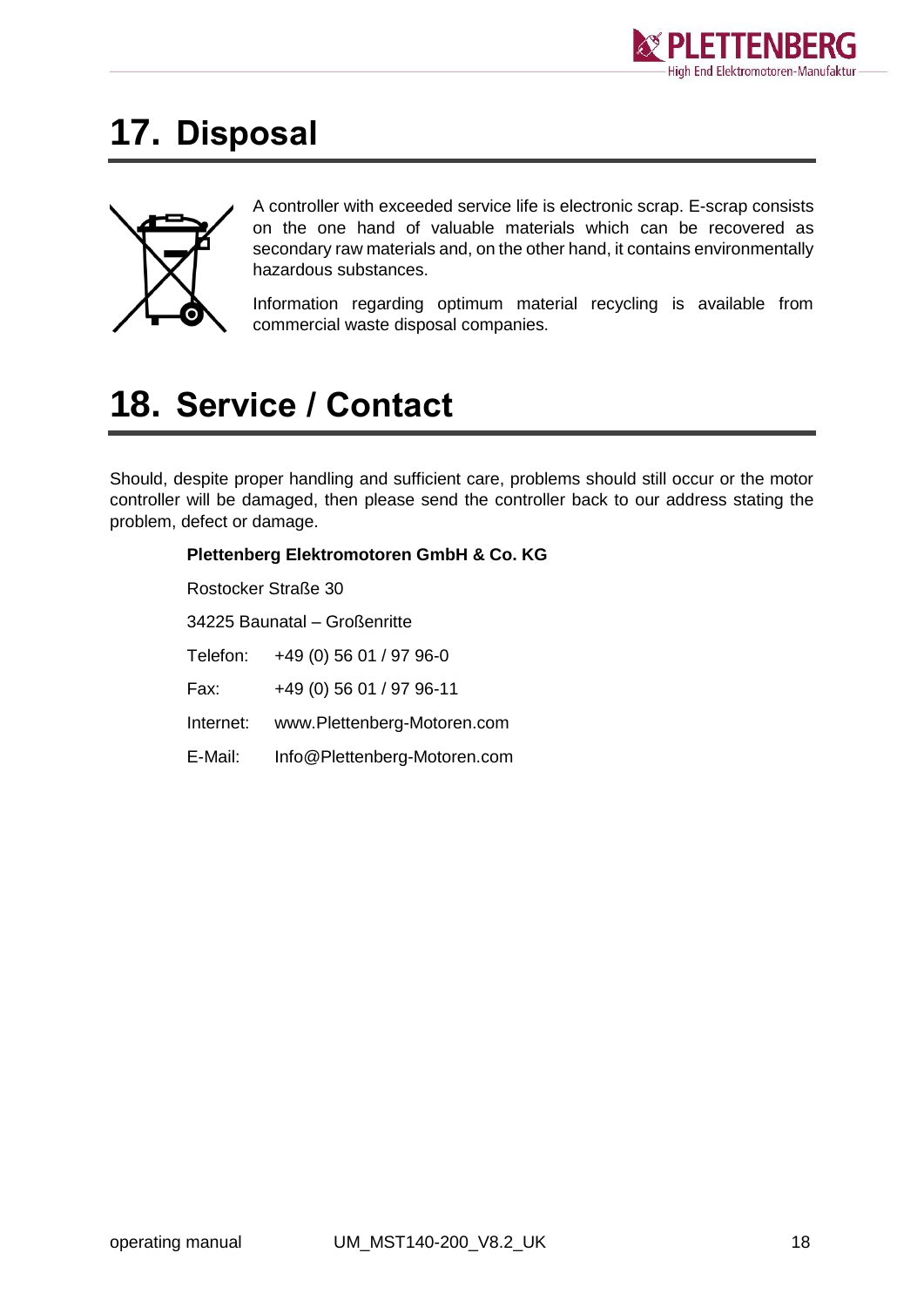# 17. Disposal

A controller with exceeded service life is electronic scrap. E-scrap consists on the one hand of valuable materials which can be recovered as secondary raw materials and, on the other hand, it contains environmentally hazardous substances.

Information regarding optimum material recycling is available from commercial waste disposal companies.

# 18. Service / Contact

Should, despite proper handling and sufficient care, problems should still occur or the motor controller will be damaged, then please send the controller back to our address stating the problem, defect or damage.

**Plettenberg Elektromotoren GmbH & Co. KG**

Rostocker Straße 30

34225 Baunatal – Großenritte

Telefon: +49 (0) 56 01 / 97 96-0

Fax: +49 (0) 56 01 / 97 96-11

Internet: www.Plettenberg-Motoren.com

E-Mail: Info@Plettenberg-Motoren.com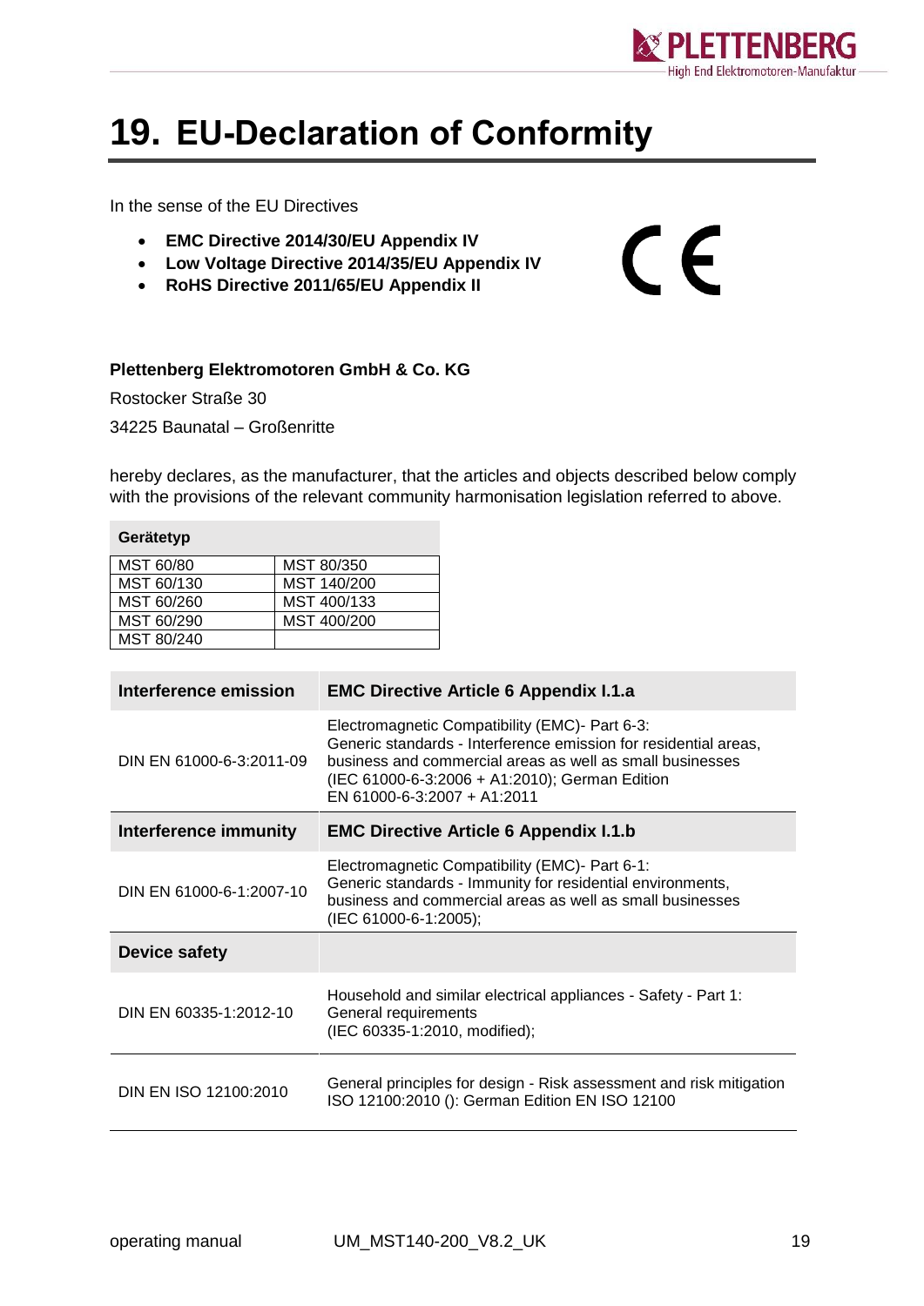# 19. EU-Declaration of Conformity

In the sense of the EU Directives

- **EMC Directive 2014/30/EU Appendix IV**
- **Low Voltage Directive 2014/35/EU Appendix IV**
- **RoHS Directive 2011/65/EU Appendix II**

CE

**Plettenberg Elektromotoren GmbH & Co. KG**

Rostocker Straße 30

34225 Baunatal – Großenritte

hereby declares, as the manufacturer, that the articles and objects described below comply with the provisions of the relevant community harmonisation legislation referred to above.

| **Gerätetyp** | |
|---|---|
| MST 60/80 | MST 80/350 |
| MST 60/130 | MST 140/200 |
| MST 60/260 | MST 400/133 |
| MST 60/290 | MST 400/200 |
| MST 80/240 | |

| **Interference emission** | **EMC Directive Article 6 Appendix I.1.a** |
|---|---|
| DIN EN 61000-6-3:2011-09 | Electromagnetic Compatibility (EMC)- Part 6-3: Generic standards - Interference emission for residential areas, business and commercial areas as well as small businesses (IEC 61000-6-3:2006 + A1:2010); German Edition EN 61000-6-3:2007 + A1:2011 |
| **Interference immunity** | **EMC Directive Article 6 Appendix I.1.b** |
| DIN EN 61000-6-1:2007-10 | Electromagnetic Compatibility (EMC)- Part 6-1: Generic standards - Immunity for residential environments, business and commercial areas as well as small businesses (IEC 61000-6-1:2005); |
| **Device safety** | |
| DIN EN 60335-1:2012-10 | Household and similar electrical appliances - Safety - Part 1: General requirements (IEC 60335-1:2010, modified); |
| DIN EN ISO 12100:2010 | General principles for design - Risk assessment and risk mitigation ISO 12100:2010 (): German Edition EN ISO 12100 |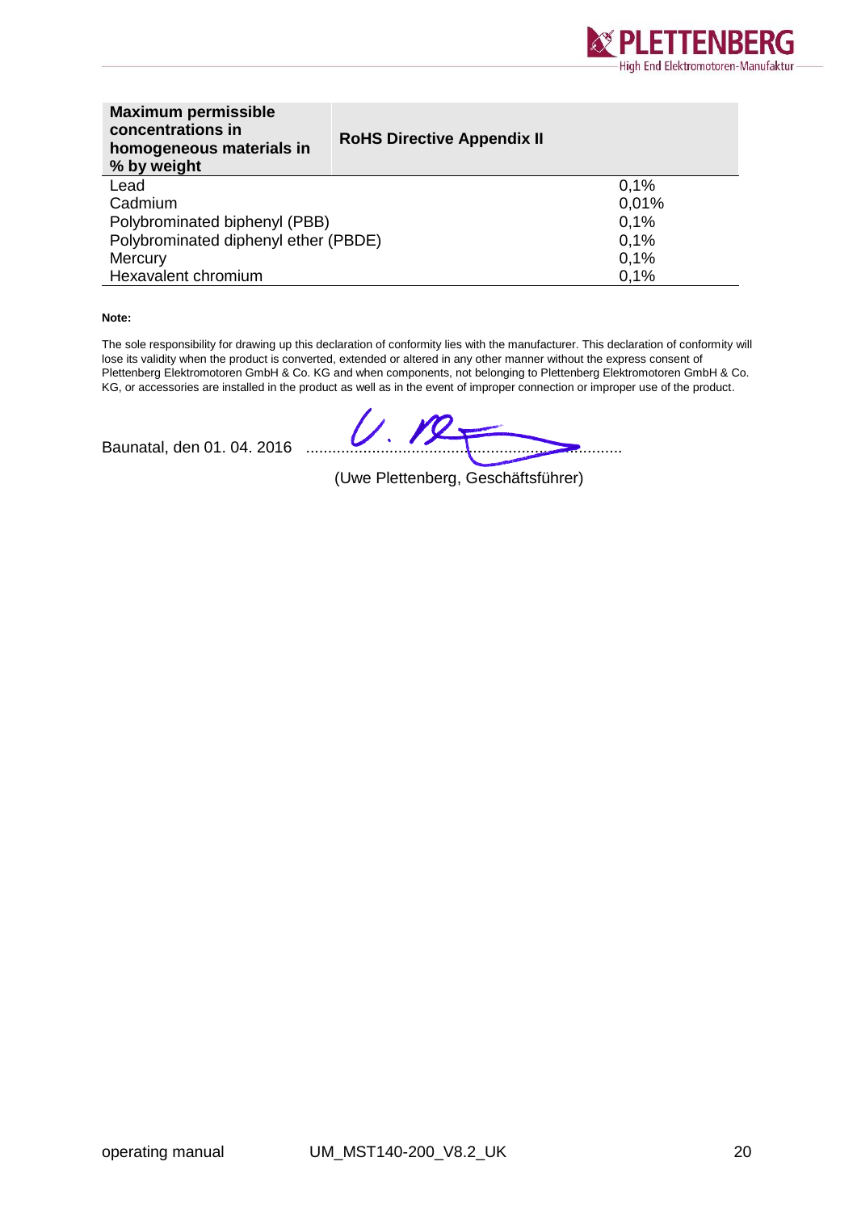| Maximum permissible concentrations in homogeneous materials in % by weight | RoHS Directive Appendix II | |
|---|---|---|
| Lead | | 0,1% |
| Cadmium | | 0,01% |
| Polybrominated biphenyl (PBB) | | 0,1% |
| Polybrominated diphenyl ether (PBDE) | | 0,1% |
| Mercury | | 0,1% |
| Hexavalent chromium | | 0,1% |

**Note:**

The sole responsibility for drawing up this declaration of conformity lies with the manufacturer. This declaration of conformity will lose its validity when the product is converted, extended or altered in any other manner without the express consent of Plettenberg Elektromotoren GmbH & Co. KG and when components, not belonging to Plettenberg Elektromotoren GmbH & Co. KG, or accessories are installed in the product as well as in the event of improper connection or improper use of the product.

Baunatal, den 01. 04. 2016 ..........................................................................

(Uwe Plettenberg, Geschäftsführer)